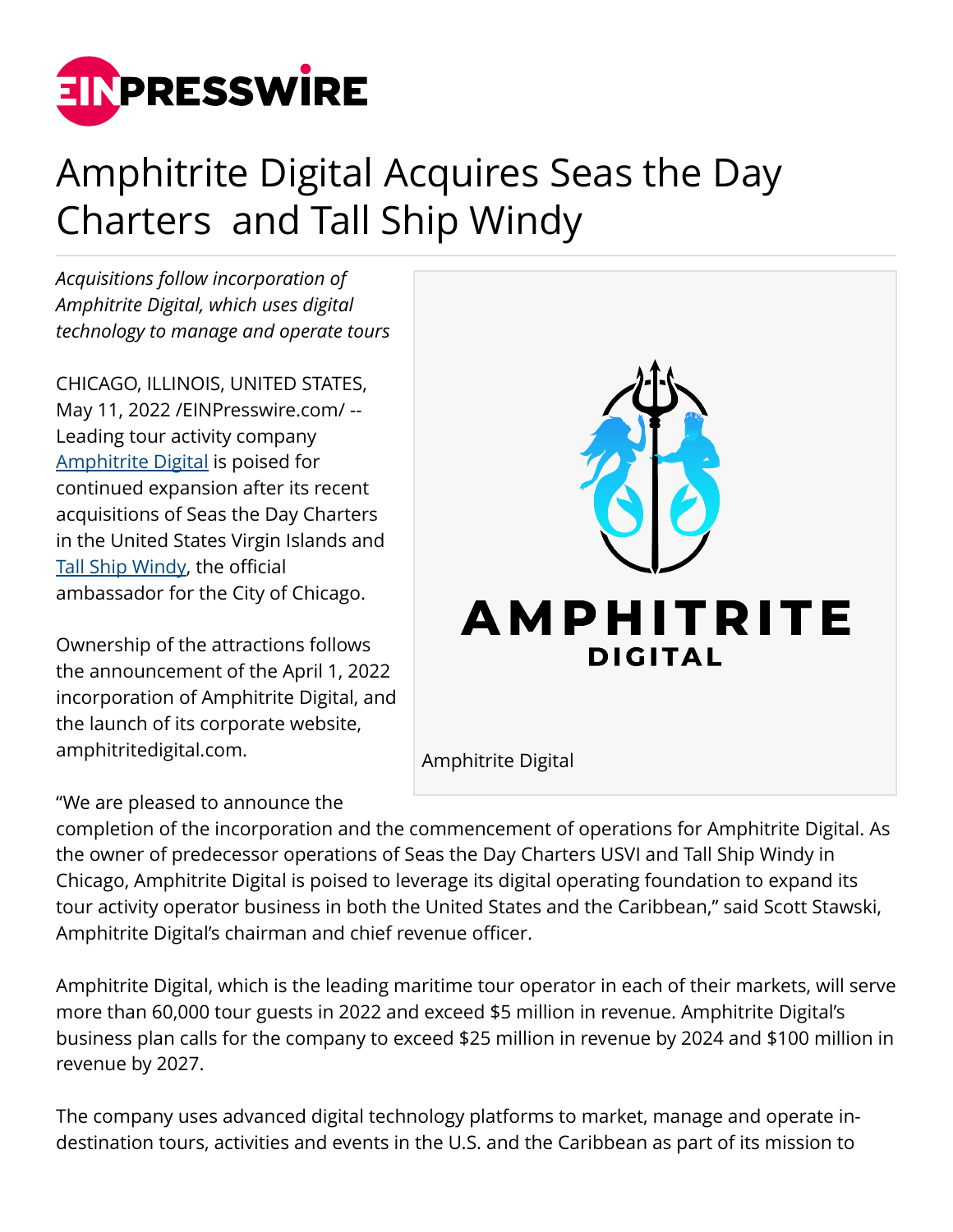# Amphitrite Digital Acquires Seas the Day Charters and Tall Ship Windy

*Acquisitions follow incorporation of Amphitrite Digital, which uses digital technology to manage and operate tours*

CHICAGO, ILLINOIS, UNITED STATES, May 11, 2022 /EINPresswire.com/ -- Leading tour activity company Amphitrite Digital is poised for continued expansion after its recent acquisitions of Seas the Day Charters in the United States Virgin Islands and Tall Ship Windy, the official ambassador for the City of Chicago.

Ownership of the attractions follows the announcement of the April 1, 2022 incorporation of Amphitrite Digital, and the launch of its corporate website, amphitritedigital.com.

Amphitrite Digital

"We are pleased to announce the completion of the incorporation and the commencement of operations for Amphitrite Digital. As the owner of predecessor operations of Seas the Day Charters USVI and Tall Ship Windy in Chicago, Amphitrite Digital is poised to leverage its digital operating foundation to expand its tour activity operator business in both the United States and the Caribbean," said Scott Stawski, Amphitrite Digital's chairman and chief revenue officer.

Amphitrite Digital, which is the leading maritime tour operator in each of their markets, will serve more than 60,000 tour guests in 2022 and exceed $5 million in revenue. Amphitrite Digital's business plan calls for the company to exceed $25 million in revenue by 2024 and $100 million in revenue by 2027.

The company uses advanced digital technology platforms to market, manage and operate in-destination tours, activities and events in the U.S. and the Caribbean as part of its mission to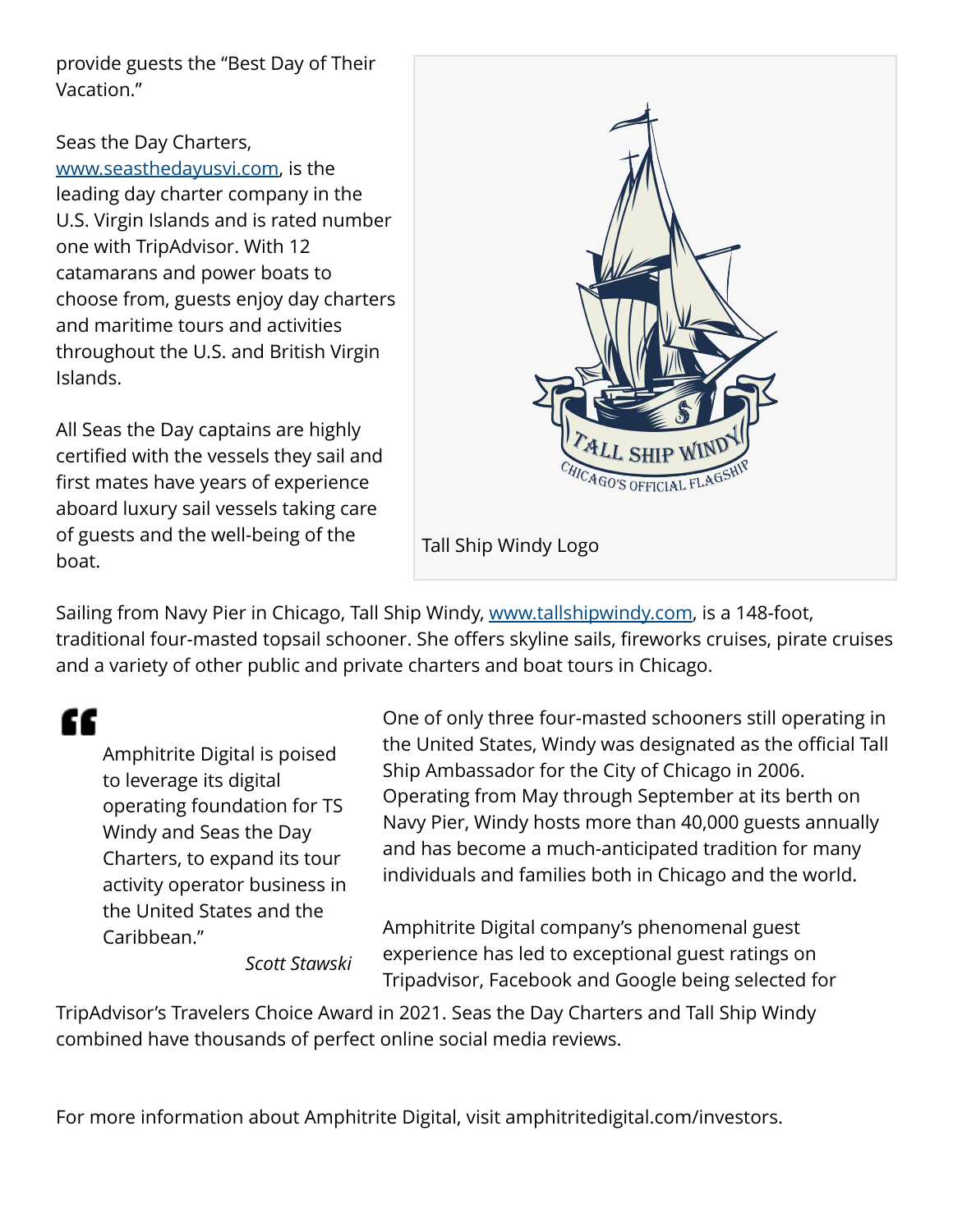provide guests the "Best Day of Their Vacation."

Seas the Day Charters, [www.seasthedayusvi.com](http://www.seasthedayusvi.com), is the leading day charter company in the U.S. Virgin Islands and is rated number one with TripAdvisor. With 12 catamarans and power boats to choose from, guests enjoy day charters and maritime tours and activities throughout the U.S. and British Virgin Islands.

All Seas the Day captains are highly certified with the vessels they sail and first mates have years of experience aboard luxury sail vessels taking care of guests and the well-being of the boat.

Tall Ship Windy Logo

Sailing from Navy Pier in Chicago, Tall Ship Windy, [www.tallshipwindy.com](http://www.tallshipwindy.com), is a 148-foot, traditional four-masted topsail schooner. She offers skyline sails, fireworks cruises, pirate cruises and a variety of other public and private charters and boat tours in Chicago.

> Amphitrite Digital is poised to leverage its digital operating foundation for TS Windy and Seas the Day Charters, to expand its tour activity operator business in the United States and the Caribbean."
>
> *Scott Stawski*

One of only three four-masted schooners still operating in the United States, Windy was designated as the official Tall Ship Ambassador for the City of Chicago in 2006. Operating from May through September at its berth on Navy Pier, Windy hosts more than 40,000 guests annually and has become a much-anticipated tradition for many individuals and families both in Chicago and the world.

Amphitrite Digital company's phenomenal guest experience has led to exceptional guest ratings on Tripadvisor, Facebook and Google being selected for TripAdvisor's Travelers Choice Award in 2021. Seas the Day Charters and Tall Ship Windy combined have thousands of perfect online social media reviews.

For more information about Amphitrite Digital, visit amphitritedigital.com/investors.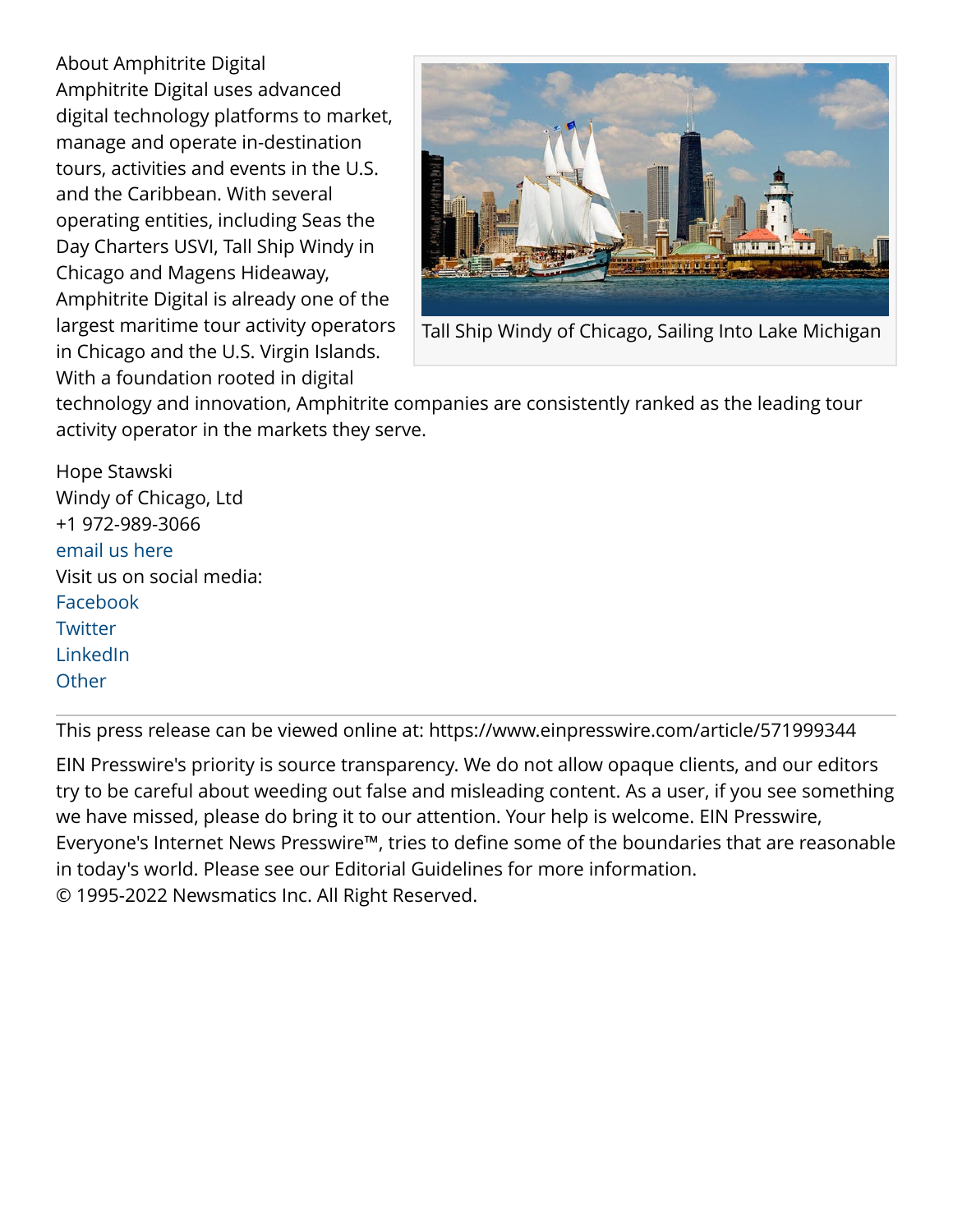About Amphitrite Digital
Amphitrite Digital uses advanced digital technology platforms to market, manage and operate in-destination tours, activities and events in the U.S. and the Caribbean. With several operating entities, including Seas the Day Charters USVI, Tall Ship Windy in Chicago and Magens Hideaway, Amphitrite Digital is already one of the largest maritime tour activity operators in Chicago and the U.S. Virgin Islands. With a foundation rooted in digital technology and innovation, Amphitrite companies are consistently ranked as the leading tour activity operator in the markets they serve.

Tall Ship Windy of Chicago, Sailing Into Lake Michigan

Hope Stawski
Windy of Chicago, Ltd
+1 972-989-3066
email us here
Visit us on social media:
Facebook
Twitter
LinkedIn
Other

---

This press release can be viewed online at: https://www.einpresswire.com/article/571999344

EIN Presswire's priority is source transparency. We do not allow opaque clients, and our editors try to be careful about weeding out false and misleading content. As a user, if you see something we have missed, please do bring it to our attention. Your help is welcome. EIN Presswire, Everyone's Internet News Presswire™, tries to define some of the boundaries that are reasonable in today's world. Please see our Editorial Guidelines for more information.
© 1995-2022 Newsmatics Inc. All Right Reserved.